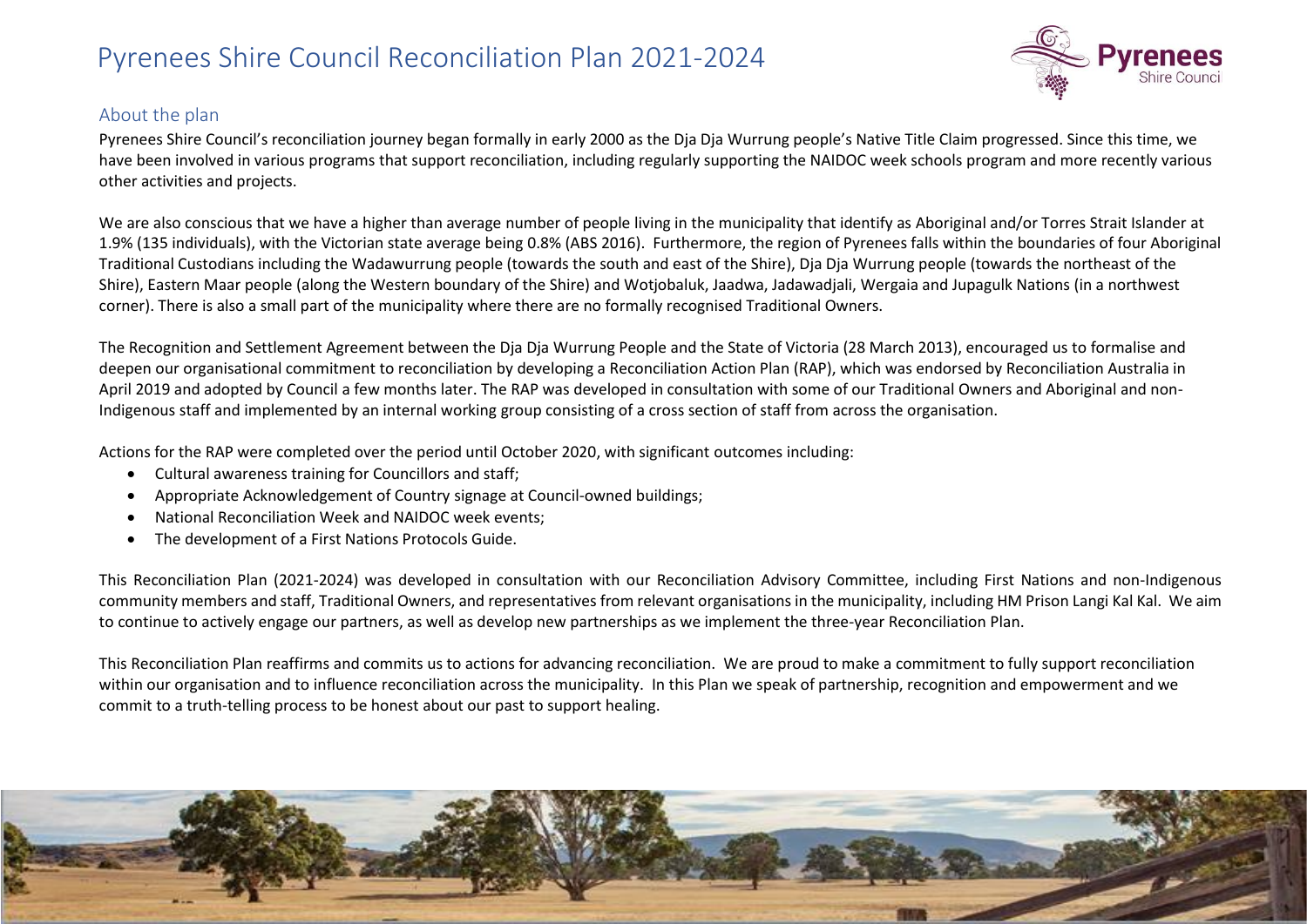# Pyrenees Shire Council Reconciliation Plan 2021-2024

## About the plan

Pyrenees Shire Council's reconciliation journey began formally in early 2000 as the Dja Dja Wurrung people's Native Title Claim progressed. Since this time, we have been involved in various programs that support reconciliation, including regularly supporting the NAIDOC week schools program and more recently various other activities and projects.

We are also conscious that we have a higher than average number of people living in the municipality that identify as Aboriginal and/or Torres Strait Islander at 1.9% (135 individuals), with the Victorian state average being 0.8% (ABS 2016). Furthermore, the region of Pyrenees falls within the boundaries of four Aboriginal Traditional Custodians including the Wadawurrung people (towards the south and east of the Shire), Dja Dja Wurrung people (towards the northeast of the Shire), Eastern Maar people (along the Western boundary of the Shire) and Wotjobaluk, Jaadwa, Jadawadjali, Wergaia and Jupagulk Nations (in a northwest corner). There is also a small part of the municipality where there are no formally recognised Traditional Owners.

The Recognition and Settlement Agreement between the Dja Dja Wurrung People and the State of Victoria (28 March 2013), encouraged us to formalise and deepen our organisational commitment to reconciliation by developing a Reconciliation Action Plan (RAP), which was endorsed by Reconciliation Australia in April 2019 and adopted by Council a few months later. The RAP was developed in consultation with some of our Traditional Owners and Aboriginal and non-Indigenous staff and implemented by an internal working group consisting of a cross section of staff from across the organisation.

Actions for the RAP were completed over the period until October 2020, with significant outcomes including:

- Cultural awareness training for Councillors and staff;
- Appropriate Acknowledgement of Country signage at Council-owned buildings;
- National Reconciliation Week and NAIDOC week events;
- The development of a First Nations Protocols Guide.

This Reconciliation Plan (2021-2024) was developed in consultation with our Reconciliation Advisory Committee, including First Nations and non-Indigenous community members and staff, Traditional Owners, and representatives from relevant organisations in the municipality, including HM Prison Langi Kal Kal. We aim to continue to actively engage our partners, as well as develop new partnerships as we implement the three-year Reconciliation Plan.

This Reconciliation Plan reaffirms and commits us to actions for advancing reconciliation. We are proud to make a commitment to fully support reconciliation within our organisation and to influence reconciliation across the municipality. In this Plan we speak of partnership, recognition and empowerment and we commit to a truth-telling process to be honest about our past to support healing.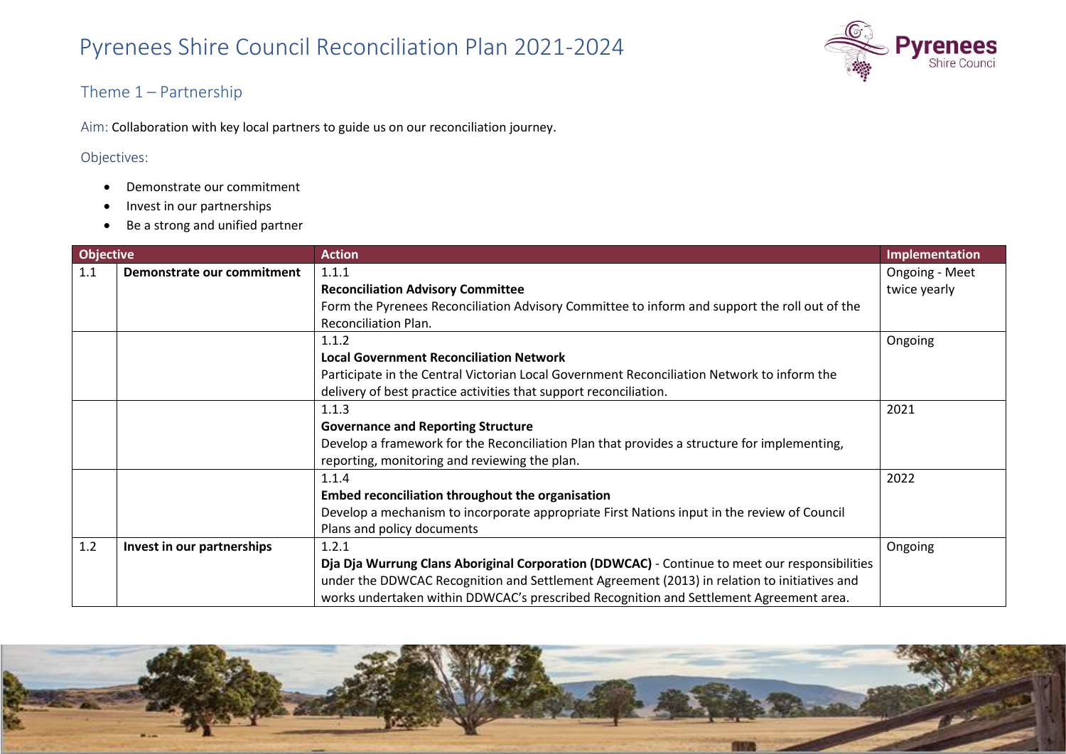# Pyrenees Shire Council Reconciliation Plan 2021-2024

## Theme 1 – Partnership

Aim: Collaboration with key local partners to guide us on our reconciliation journey.

Objectives:

- Demonstrate our commitment
- Invest in our partnerships
- Be a strong and unified partner

| Objective | | Action | Implementation |
|---|---|---|---|
| 1.1 | **Demonstrate our commitment** | 1.1.1<br>**Reconciliation Advisory Committee**<br>Form the Pyrenees Reconciliation Advisory Committee to inform and support the roll out of the Reconciliation Plan. | Ongoing - Meet twice yearly |
| | | 1.1.2<br>**Local Government Reconciliation Network**<br>Participate in the Central Victorian Local Government Reconciliation Network to inform the delivery of best practice activities that support reconciliation. | Ongoing |
| | | 1.1.3<br>**Governance and Reporting Structure**<br>Develop a framework for the Reconciliation Plan that provides a structure for implementing, reporting, monitoring and reviewing the plan. | 2021 |
| | | 1.1.4<br>**Embed reconciliation throughout the organisation**<br>Develop a mechanism to incorporate appropriate First Nations input in the review of Council Plans and policy documents | 2022 |
| 1.2 | **Invest in our partnerships** | 1.2.1<br>**Dja Dja Wurrung Clans Aboriginal Corporation (DDWCAC)** - Continue to meet our responsibilities under the DDWCAC Recognition and Settlement Agreement (2013) in relation to initiatives and works undertaken within DDWCAC's prescribed Recognition and Settlement Agreement area. | Ongoing |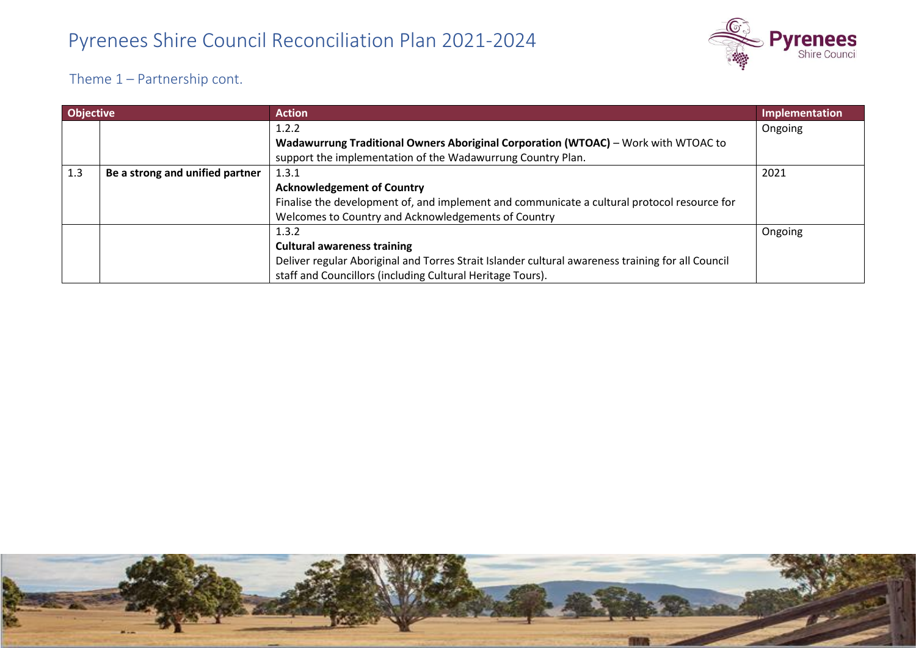# Pyrenees Shire Council Reconciliation Plan 2021-2024

## Theme 1 – Partnership cont.

| Objective | | Action | Implementation |
|---|---|---|---|
| | | 1.2.2<br>**Wadawurrung Traditional Owners Aboriginal Corporation (WTOAC)** – Work with WTOAC to support the implementation of the Wadawurrung Country Plan. | Ongoing |
| 1.3 | **Be a strong and unified partner** | 1.3.1<br>**Acknowledgement of Country**<br>Finalise the development of, and implement and communicate a cultural protocol resource for Welcomes to Country and Acknowledgements of Country | 2021 |
| | | 1.3.2<br>**Cultural awareness training**<br>Deliver regular Aboriginal and Torres Strait Islander cultural awareness training for all Council staff and Councillors (including Cultural Heritage Tours). | Ongoing |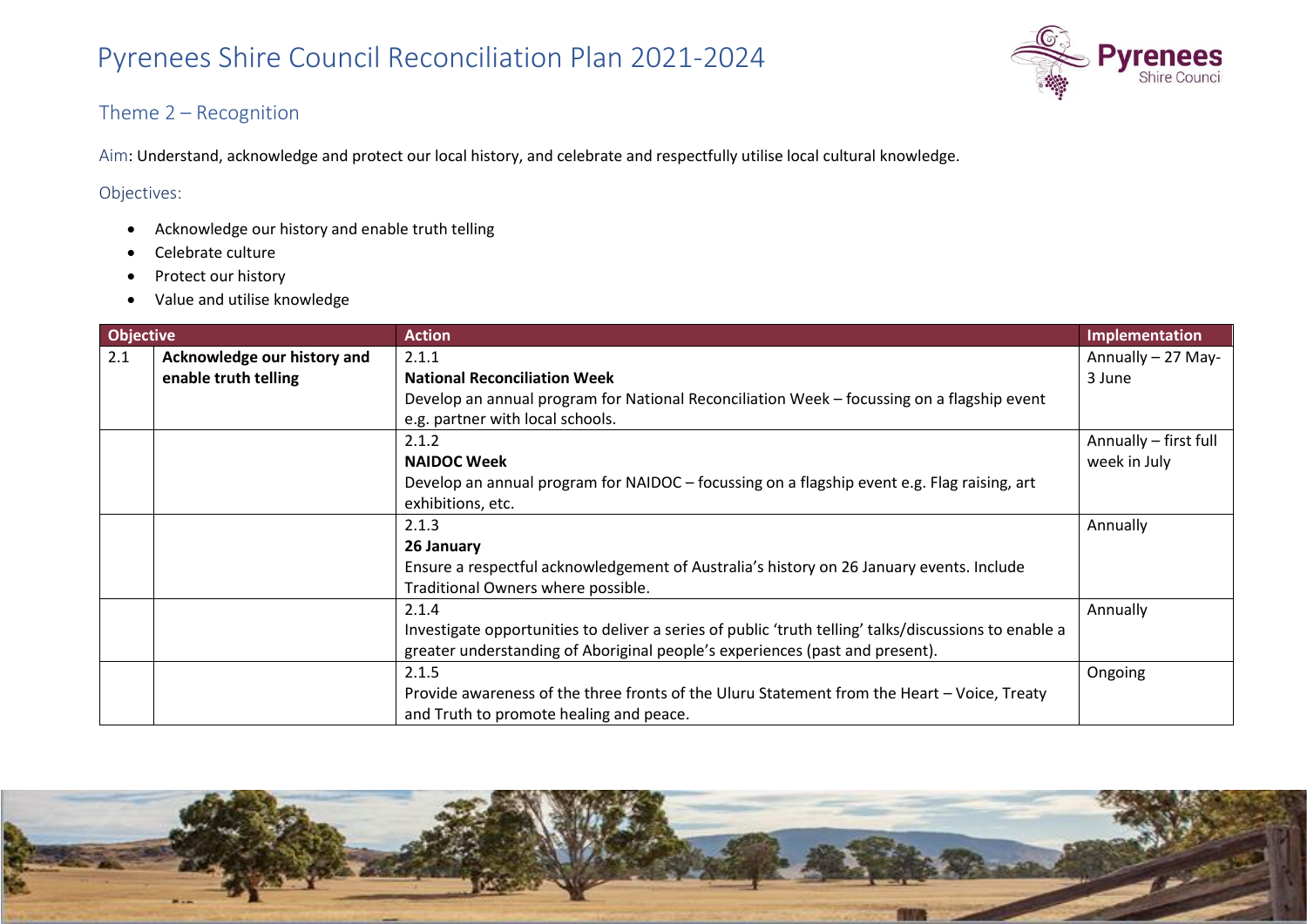# Pyrenees Shire Council Reconciliation Plan 2021-2024

## Theme 2 – Recognition

Aim: Understand, acknowledge and protect our local history, and celebrate and respectfully utilise local cultural knowledge.

Objectives:

- Acknowledge our history and enable truth telling
- Celebrate culture
- Protect our history
- Value and utilise knowledge

| Objective | | Action | Implementation |
|---|---|---|---|
| 2.1 | **Acknowledge our history and enable truth telling** | 2.1.1<br>**National Reconciliation Week**<br>Develop an annual program for National Reconciliation Week – focussing on a flagship event e.g. partner with local schools. | Annually – 27 May-3 June |
| | | 2.1.2<br>**NAIDOC Week**<br>Develop an annual program for NAIDOC – focussing on a flagship event e.g. Flag raising, art exhibitions, etc. | Annually – first full week in July |
| | | 2.1.3<br>**26 January**<br>Ensure a respectful acknowledgement of Australia's history on 26 January events. Include Traditional Owners where possible. | Annually |
| | | 2.1.4<br>Investigate opportunities to deliver a series of public 'truth telling' talks/discussions to enable a greater understanding of Aboriginal people's experiences (past and present). | Annually |
| | | 2.1.5<br>Provide awareness of the three fronts of the Uluru Statement from the Heart – Voice, Treaty and Truth to promote healing and peace. | Ongoing |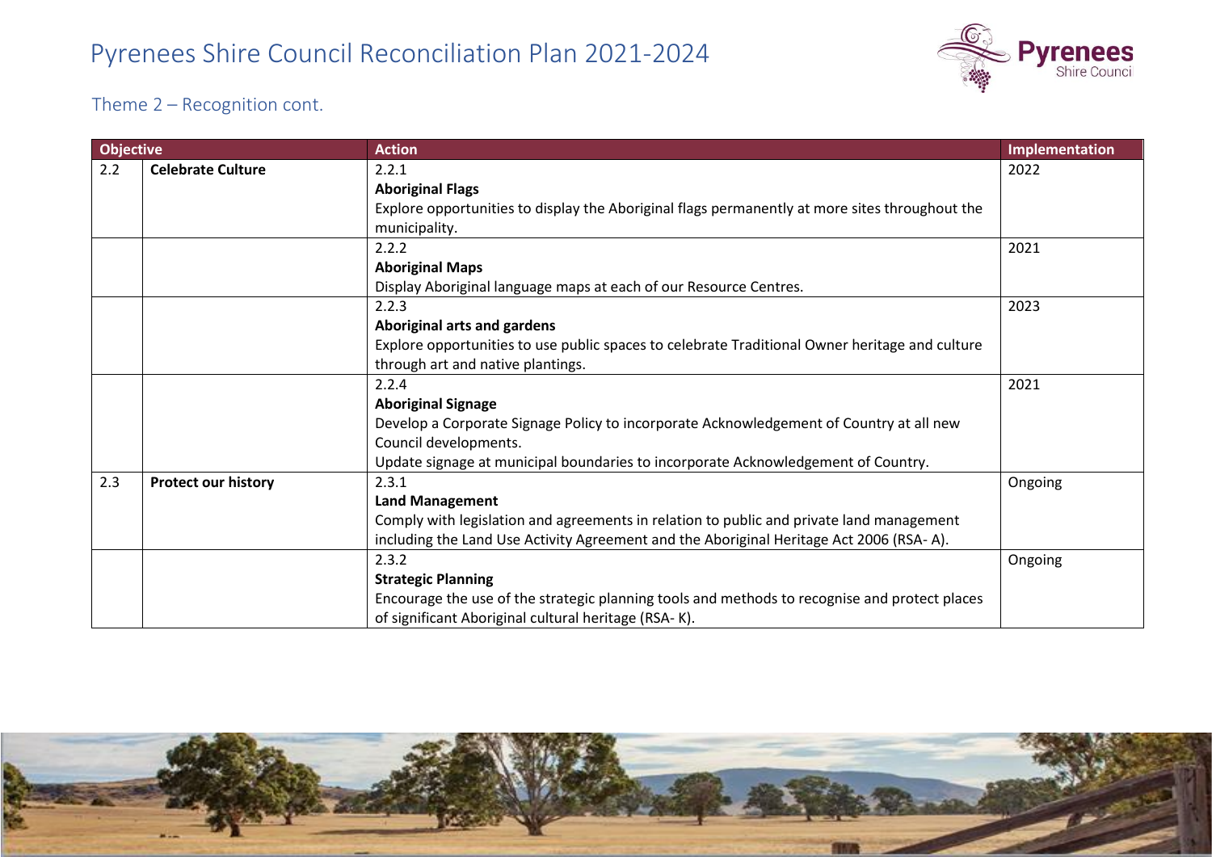## Theme 2 – Recognition cont.

| Objective | | Action | Implementation |
|---|---|---|---|
| 2.2 | **Celebrate Culture** | 2.2.1<br>**Aboriginal Flags**<br>Explore opportunities to display the Aboriginal flags permanently at more sites throughout the municipality. | 2022 |
| | | 2.2.2<br>**Aboriginal Maps**<br>Display Aboriginal language maps at each of our Resource Centres. | 2021 |
| | | 2.2.3<br>**Aboriginal arts and gardens**<br>Explore opportunities to use public spaces to celebrate Traditional Owner heritage and culture through art and native plantings. | 2023 |
| | | 2.2.4<br>**Aboriginal Signage**<br>Develop a Corporate Signage Policy to incorporate Acknowledgement of Country at all new Council developments.<br>Update signage at municipal boundaries to incorporate Acknowledgement of Country. | 2021 |
| 2.3 | **Protect our history** | 2.3.1<br>**Land Management**<br>Comply with legislation and agreements in relation to public and private land management including the Land Use Activity Agreement and the Aboriginal Heritage Act 2006 (RSA- A). | Ongoing |
| | | 2.3.2<br>**Strategic Planning**<br>Encourage the use of the strategic planning tools and methods to recognise and protect places of significant Aboriginal cultural heritage (RSA- K). | Ongoing |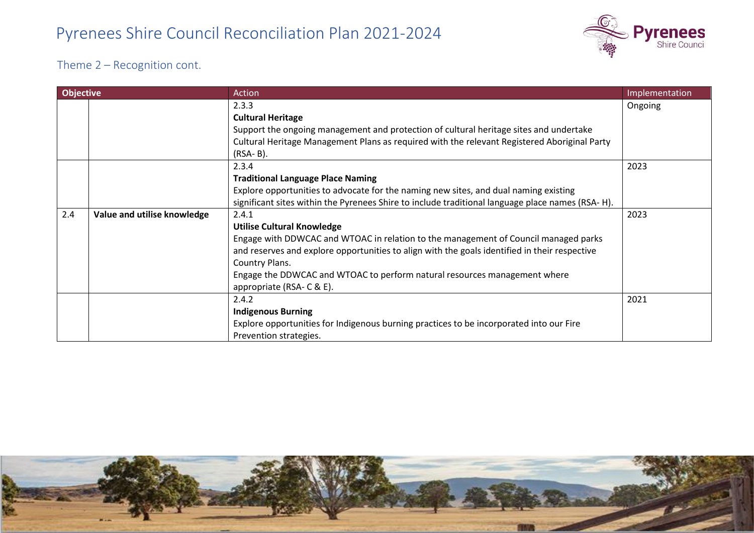# Pyrenees Shire Council Reconciliation Plan 2021-2024

## Theme 2 – Recognition cont.

| Objective | | Action | Implementation |
|---|---|---|---|
| | | 2.3.3<br>**Cultural Heritage**<br>Support the ongoing management and protection of cultural heritage sites and undertake Cultural Heritage Management Plans as required with the relevant Registered Aboriginal Party (RSA- B). | Ongoing |
| | | 2.3.4<br>**Traditional Language Place Naming**<br>Explore opportunities to advocate for the naming new sites, and dual naming existing significant sites within the Pyrenees Shire to include traditional language place names (RSA- H). | 2023 |
| 2.4 | **Value and utilise knowledge** | 2.4.1<br>**Utilise Cultural Knowledge**<br>Engage with DDWCAC and WTOAC in relation to the management of Council managed parks and reserves and explore opportunities to align with the goals identified in their respective Country Plans.<br>Engage the DDWCAC and WTOAC to perform natural resources management where appropriate (RSA- C & E). | 2023 |
| | | 2.4.2<br>**Indigenous Burning**<br>Explore opportunities for Indigenous burning practices to be incorporated into our Fire Prevention strategies. | 2021 |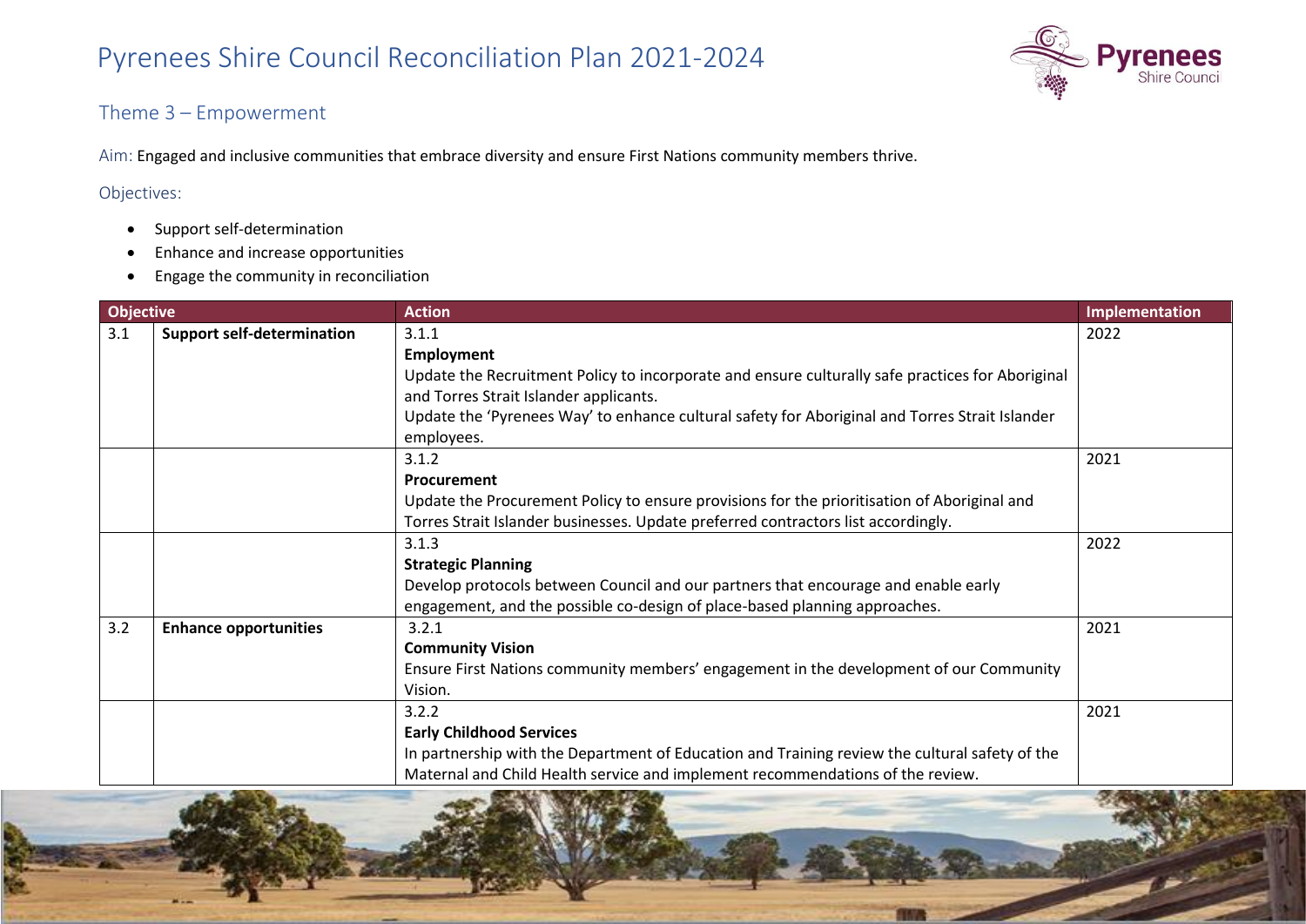## Theme 3 – Empowerment

Aim: Engaged and inclusive communities that embrace diversity and ensure First Nations community members thrive.

Objectives:

- Support self-determination
- Enhance and increase opportunities
- Engage the community in reconciliation

| Objective | | Action | Implementation |
|---|---|---|---|
| 3.1 | **Support self-determination** | 3.1.1<br>**Employment**<br>Update the Recruitment Policy to incorporate and ensure culturally safe practices for Aboriginal and Torres Strait Islander applicants.<br>Update the 'Pyrenees Way' to enhance cultural safety for Aboriginal and Torres Strait Islander employees. | 2022 |
| | | 3.1.2<br>**Procurement**<br>Update the Procurement Policy to ensure provisions for the prioritisation of Aboriginal and Torres Strait Islander businesses. Update preferred contractors list accordingly. | 2021 |
| | | 3.1.3<br>**Strategic Planning**<br>Develop protocols between Council and our partners that encourage and enable early engagement, and the possible co-design of place-based planning approaches. | 2022 |
| 3.2 | **Enhance opportunities** | 3.2.1<br>**Community Vision**<br>Ensure First Nations community members' engagement in the development of our Community Vision. | 2021 |
| | | 3.2.2<br>**Early Childhood Services**<br>In partnership with the Department of Education and Training review the cultural safety of the Maternal and Child Health service and implement recommendations of the review. | 2021 |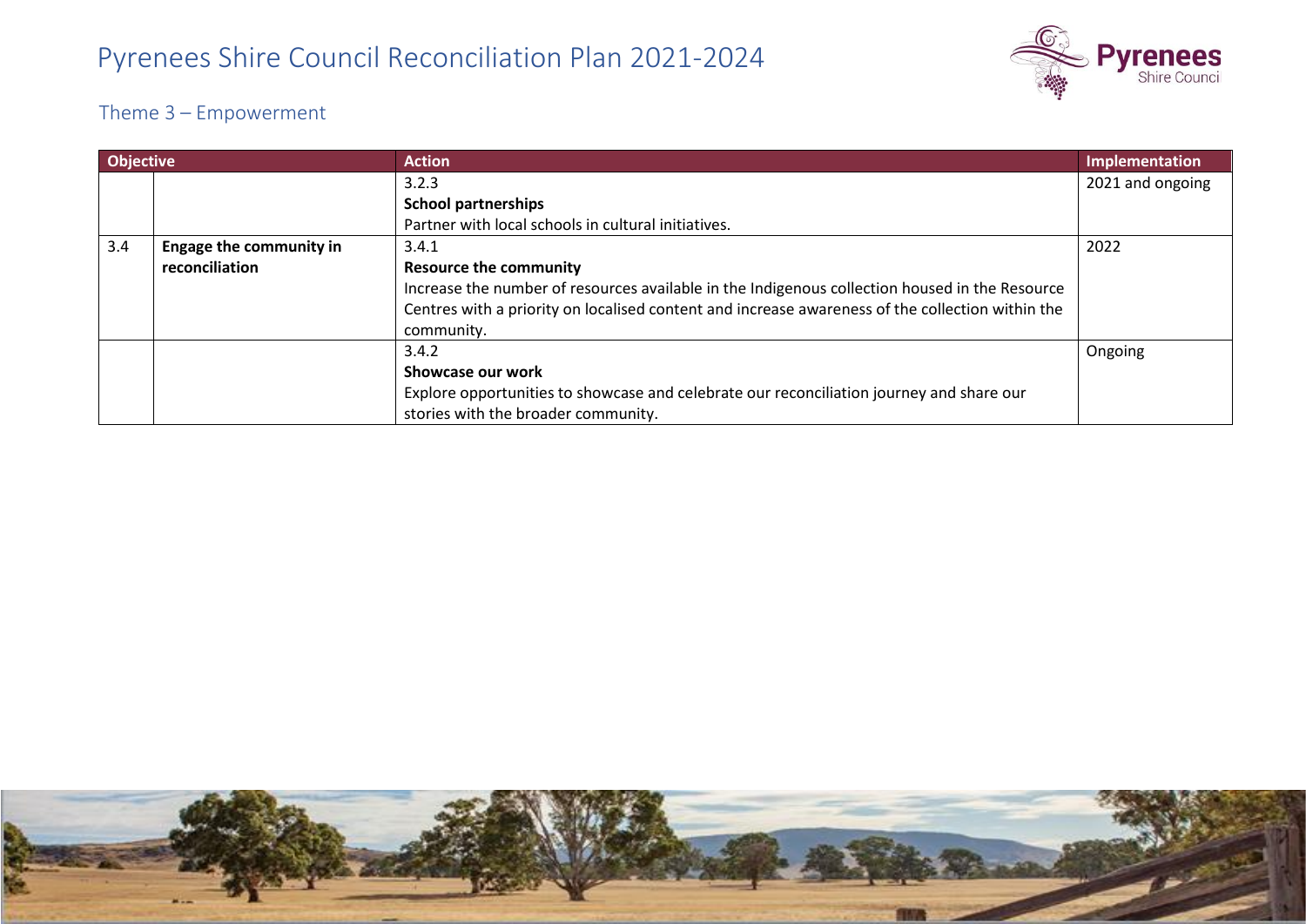## Theme 3 – Empowerment

| Objective | | Action | Implementation |
|---|---|---|---|
| | | 3.2.3<br>**School partnerships**<br>Partner with local schools in cultural initiatives. | 2021 and ongoing |
| 3.4 | **Engage the community in reconciliation** | 3.4.1<br>**Resource the community**<br>Increase the number of resources available in the Indigenous collection housed in the Resource Centres with a priority on localised content and increase awareness of the collection within the community. | 2022 |
| | | 3.4.2<br>**Showcase our work**<br>Explore opportunities to showcase and celebrate our reconciliation journey and share our stories with the broader community. | Ongoing |